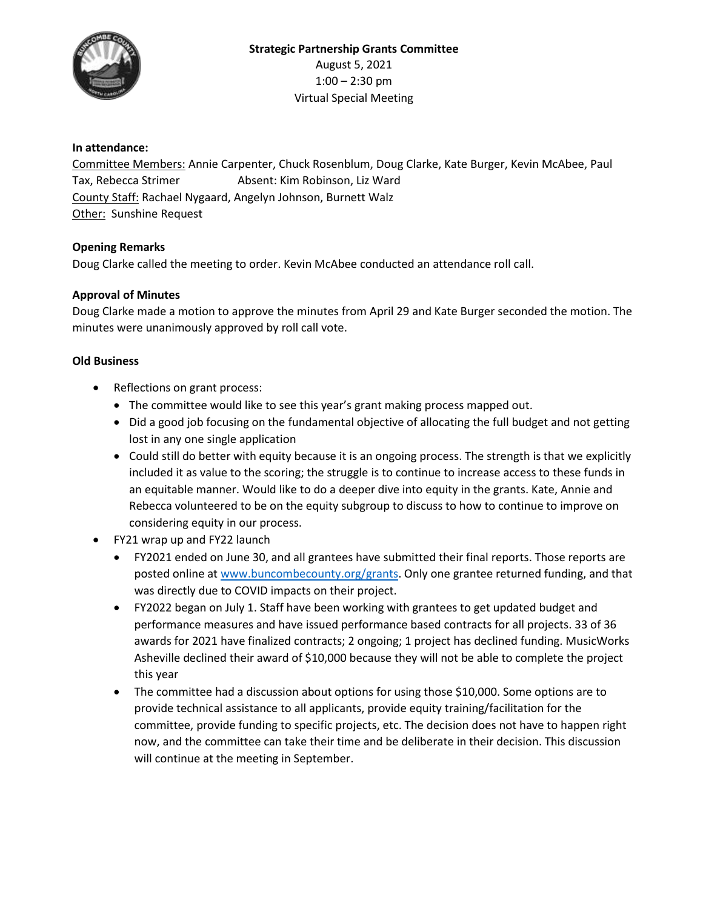**Strategic Partnership Grants Committee**
August 5, 2021
1:00 – 2:30 pm
Virtual Special Meeting

**In attendance:**
Committee Members: Annie Carpenter, Chuck Rosenblum, Doug Clarke, Kate Burger, Kevin McAbee, Paul Tax, Rebecca Strimer Absent: Kim Robinson, Liz Ward
County Staff: Rachael Nygaard, Angelyn Johnson, Burnett Walz
Other: Sunshine Request

**Opening Remarks**
Doug Clarke called the meeting to order. Kevin McAbee conducted an attendance roll call.

**Approval of Minutes**
Doug Clarke made a motion to approve the minutes from April 29 and Kate Burger seconded the motion. The minutes were unanimously approved by roll call vote.

**Old Business**

- Reflections on grant process:
  - The committee would like to see this year's grant making process mapped out.
  - Did a good job focusing on the fundamental objective of allocating the full budget and not getting lost in any one single application
  - Could still do better with equity because it is an ongoing process. The strength is that we explicitly included it as value to the scoring; the struggle is to continue to increase access to these funds in an equitable manner. Would like to do a deeper dive into equity in the grants. Kate, Annie and Rebecca volunteered to be on the equity subgroup to discuss to how to continue to improve on considering equity in our process.
- FY21 wrap up and FY22 launch
  - FY2021 ended on June 30, and all grantees have submitted their final reports. Those reports are posted online at www.buncombecounty.org/grants. Only one grantee returned funding, and that was directly due to COVID impacts on their project.
  - FY2022 began on July 1. Staff have been working with grantees to get updated budget and performance measures and have issued performance based contracts for all projects. 33 of 36 awards for 2021 have finalized contracts; 2 ongoing; 1 project has declined funding. MusicWorks Asheville declined their award of $10,000 because they will not be able to complete the project this year
  - The committee had a discussion about options for using those $10,000. Some options are to provide technical assistance to all applicants, provide equity training/facilitation for the committee, provide funding to specific projects, etc. The decision does not have to happen right now, and the committee can take their time and be deliberate in their decision. This discussion will continue at the meeting in September.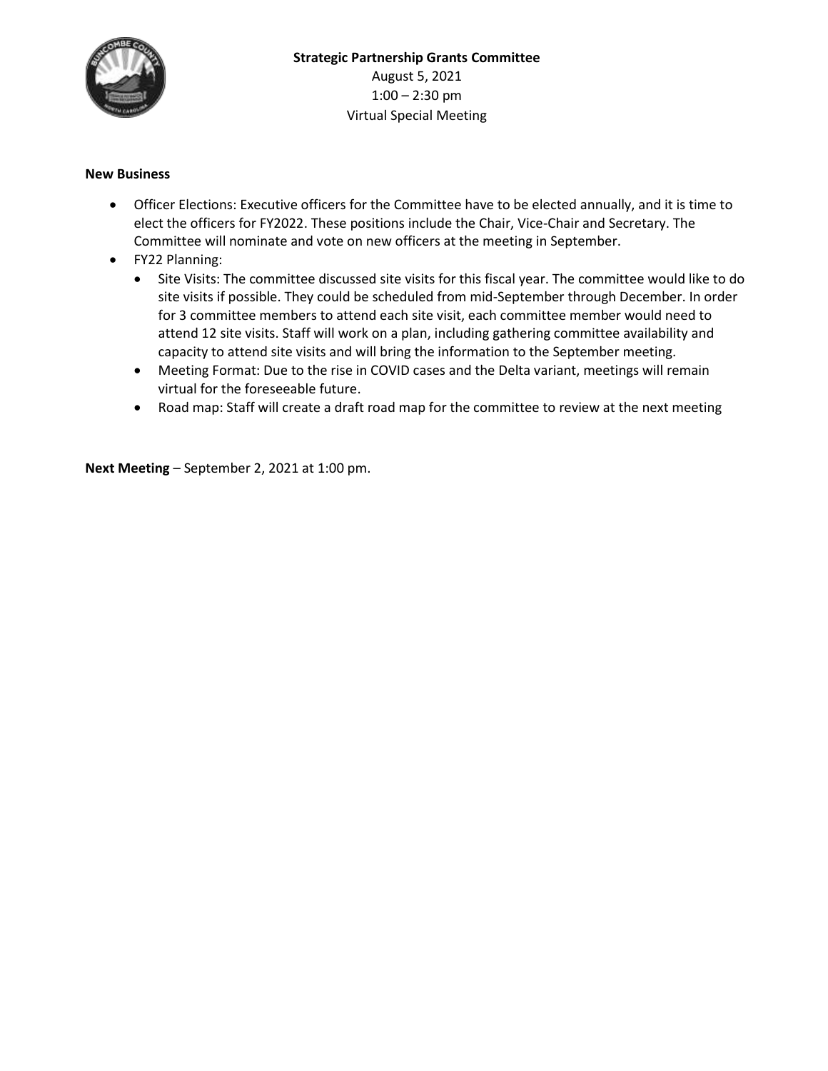**Strategic Partnership Grants Committee**
August 5, 2021
1:00 – 2:30 pm
Virtual Special Meeting

**New Business**

- Officer Elections: Executive officers for the Committee have to be elected annually, and it is time to elect the officers for FY2022. These positions include the Chair, Vice-Chair and Secretary. The Committee will nominate and vote on new officers at the meeting in September.
- FY22 Planning:
  - Site Visits: The committee discussed site visits for this fiscal year. The committee would like to do site visits if possible. They could be scheduled from mid-September through December. In order for 3 committee members to attend each site visit, each committee member would need to attend 12 site visits. Staff will work on a plan, including gathering committee availability and capacity to attend site visits and will bring the information to the September meeting.
  - Meeting Format: Due to the rise in COVID cases and the Delta variant, meetings will remain virtual for the foreseeable future.
  - Road map: Staff will create a draft road map for the committee to review at the next meeting

**Next Meeting** – September 2, 2021 at 1:00 pm.